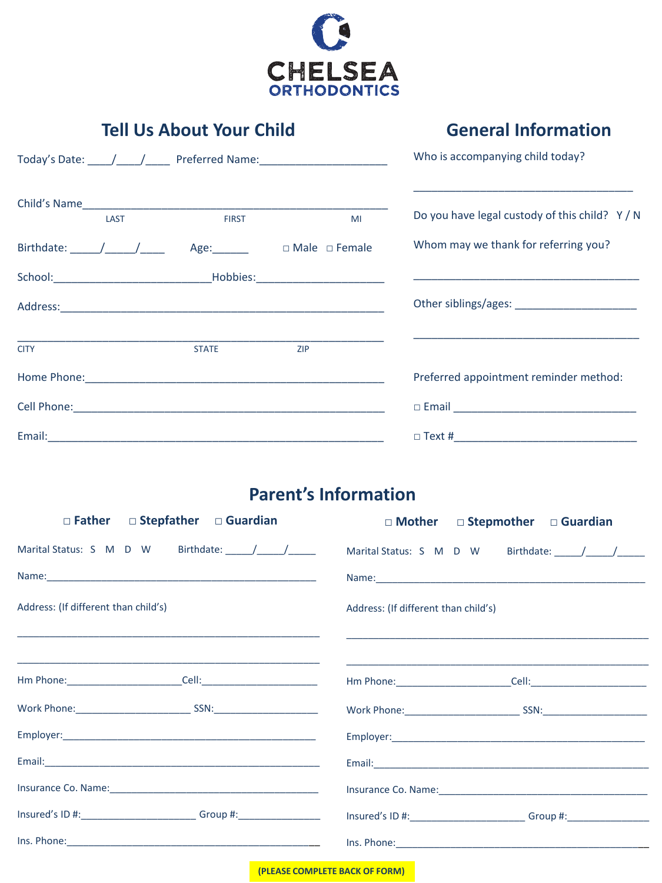# CHELSEA ORTHODONTICS

## Tell Us About Your Child

Today's Date: ____/____/____ Preferred Name:_____________________

Child's Name_________________________________________________
LAST FIRST MI

Birthdate: _____/_____/____ Age:______ ☐ Male ☐ Female

School:_________________________Hobbies:_____________________

Address:_____________________________________________________

_____________________________________________________________
CITY STATE ZIP

Home Phone:__________________________________________________

Cell Phone:___________________________________________________

Email:_______________________________________________________

## General Information

Who is accompanying child today?

___________________________________

Do you have legal custody of this child? Y / N

Whom may we thank for referring you?

___________________________________

Other siblings/ages: ___________________

___________________________________

Preferred appointment reminder method:

☐ Email ____________________________

☐ Text #____________________________

## Parent's Information

**☐ Father ☐ Stepfather ☐ Guardian**

Marital Status: S M D W Birthdate: _____/_____/_____

Name:_______________________________________________

Address: (If different than child's)

____________________________________________________

____________________________________________________

Hm Phone:____________________Cell:_____________________

Work Phone:____________________ SSN:___________________

Employer:____________________________________________

Email:_______________________________________________

Insurance Co. Name:____________________________________

Insured's ID #:____________________ Group #:______________

Ins. Phone:___________________________________________

**☐ Mother ☐ Stepmother ☐ Guardian**

Marital Status: S M D W Birthdate: _____/_____/_____

Name:_______________________________________________

Address: (If different than child's)

____________________________________________________

____________________________________________________

Hm Phone:____________________Cell:_____________________

Work Phone:____________________ SSN:___________________

Employer:____________________________________________

Email:_______________________________________________

Insurance Co. Name:____________________________________

Insured's ID #:____________________ Group #:______________

Ins. Phone:___________________________________________

**(PLEASE COMPLETE BACK OF FORM)**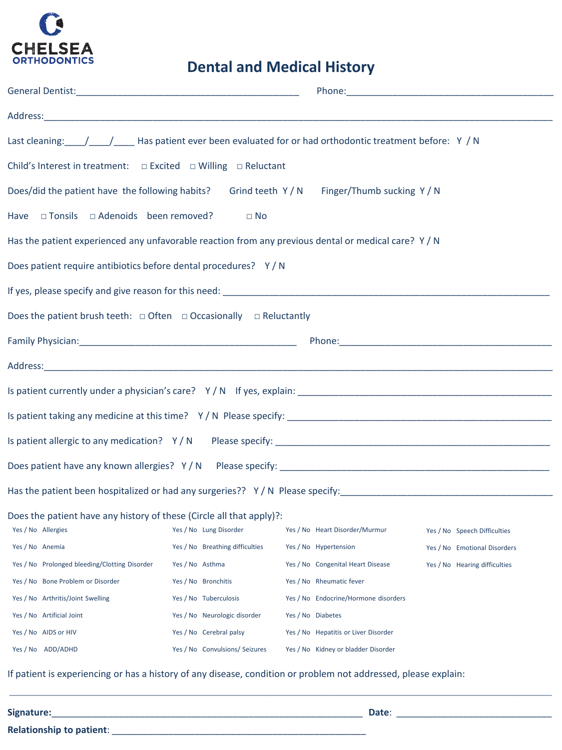CHELSEA ORTHODONTICS

# Dental and Medical History

General Dentist:____________________________________________ Phone:________________________________________

Address:____________________________________________________________________________________________

Last cleaning:____/____/____ Has patient ever been evaluated for or had orthodontic treatment before: Y / N

Child's Interest in treatment: □ Excited □ Willing □ Reluctant

Does/did the patient have the following habits? Grind teeth Y / N Finger/Thumb sucking Y / N

Have □ Tonsils □ Adenoids been removed? □ No

Has the patient experienced any unfavorable reaction from any previous dental or medical care? Y / N

Does patient require antibiotics before dental procedures? Y / N

If yes, please specify and give reason for this need: ________________________________________________________________

Does the patient brush teeth: □ Often □ Occasionally □ Reluctantly

Family Physician:____________________________________________ Phone:____________________________________________

Address:____________________________________________________________________________________________

Is patient currently under a physician's care? Y / N If yes, explain: __________________________________________________

Is patient taking any medicine at this time? Y / N Please specify: ______________________________________________________

Is patient allergic to any medication? Y / N Please specify: ________________________________________________________

Does patient have any known allergies? Y / N Please specify: ______________________________________________________

Has the patient been hospitalized or had any surgeries?? Y / N Please specify:__________________________________________

Does the patient have any history of these (Circle all that apply)?:

| | | | |
|---|---|---|---|
| Yes / No Allergies | Yes / No Lung Disorder | Yes / No Heart Disorder/Murmur | Yes / No Speech Difficulties |
| Yes / No Anemia | Yes / No Breathing difficulties | Yes / No Hypertension | Yes / No Emotional Disorders |
| Yes / No Prolonged bleeding/Clotting Disorder | Yes / No Asthma | Yes / No Congenital Heart Disease | Yes / No Hearing difficulties |
| Yes / No Bone Problem or Disorder | Yes / No Bronchitis | Yes / No Rheumatic fever | |
| Yes / No Arthritis/Joint Swelling | Yes / No Tuberculosis | Yes / No Endocrine/Hormone disorders | |
| Yes / No Artificial Joint | Yes / No Neurologic disorder | Yes / No Diabetes | |
| Yes / No AIDS or HIV | Yes / No Cerebral palsy | Yes / No Hepatitis or Liver Disorder | |
| Yes / No ADD/ADHD | Yes / No Convulsions/ Seizures | Yes / No Kidney or bladder Disorder | |

If patient is experiencing or has a history of any disease, condition or problem not addressed, please explain:

____________________________________________________________________________________________________

**Signature:**_____________________________________________________________ **Date**: ______________________________

**Relationship to patient**: __________________________________________________